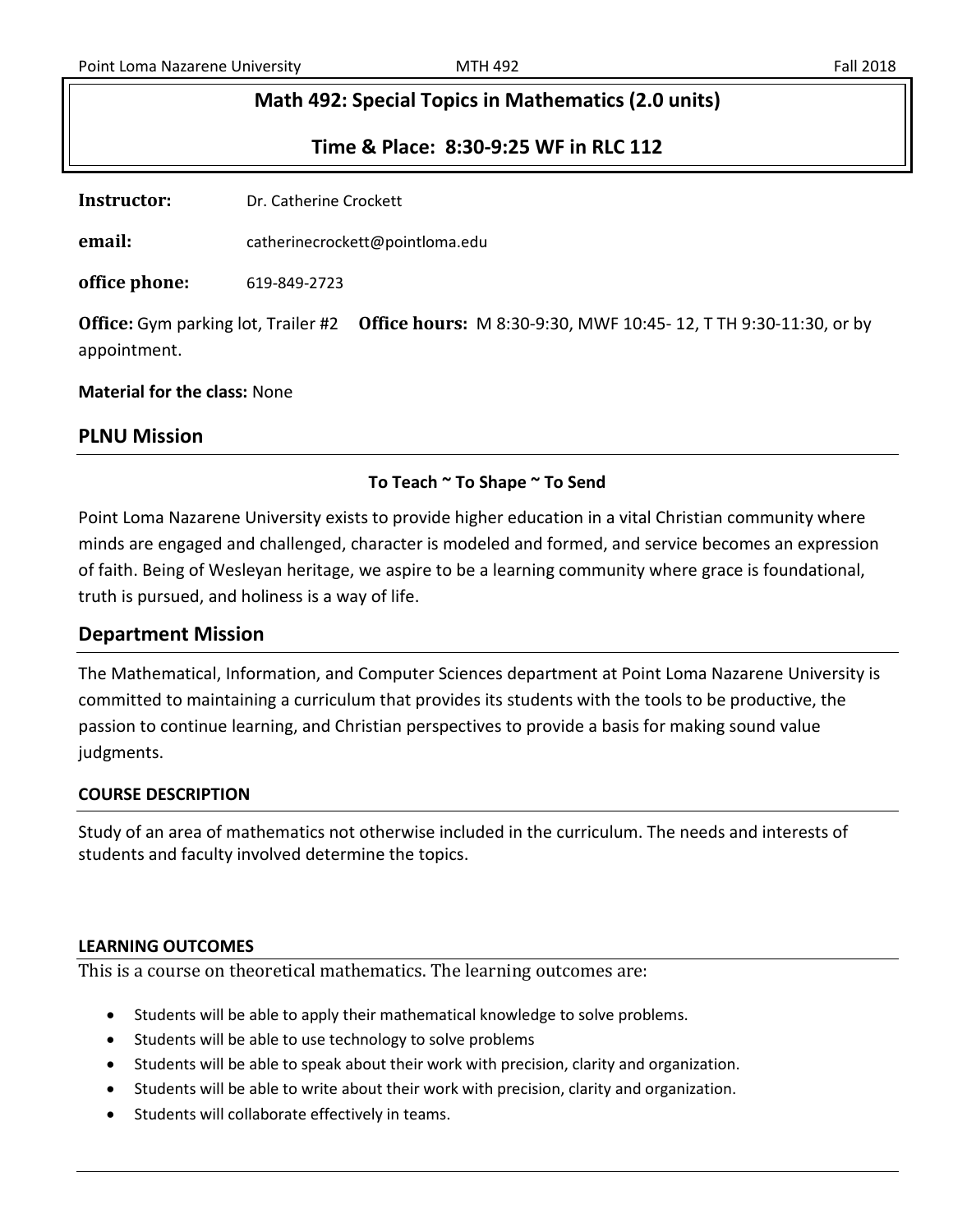# Math 492: Special Topics in Mathematics (2.0 units)

## Time & Place: 8:30-9:25 WF in RLC 112

**Instructor:** Dr. Catherine Crockett

**email:** catherinecrockett@pointloma.edu

**office phone:** 619-849-2723

**Office:** Gym parking lot, Trailer #2 **Office hours:** M 8:30-9:30, MWF 10:45- 12, T TH 9:30-11:30, or by appointment.

**Material for the class:** None

## PLNU Mission

**To Teach ~ To Shape ~ To Send**

Point Loma Nazarene University exists to provide higher education in a vital Christian community where minds are engaged and challenged, character is modeled and formed, and service becomes an expression of faith. Being of Wesleyan heritage, we aspire to be a learning community where grace is foundational, truth is pursued, and holiness is a way of life.

## Department Mission

The Mathematical, Information, and Computer Sciences department at Point Loma Nazarene University is committed to maintaining a curriculum that provides its students with the tools to be productive, the passion to continue learning, and Christian perspectives to provide a basis for making sound value judgments.

### COURSE DESCRIPTION

Study of an area of mathematics not otherwise included in the curriculum. The needs and interests of students and faculty involved determine the topics.

### LEARNING OUTCOMES

This is a course on theoretical mathematics. The learning outcomes are:

- Students will be able to apply their mathematical knowledge to solve problems.
- Students will be able to use technology to solve problems
- Students will be able to speak about their work with precision, clarity and organization.
- Students will be able to write about their work with precision, clarity and organization.
- Students will collaborate effectively in teams.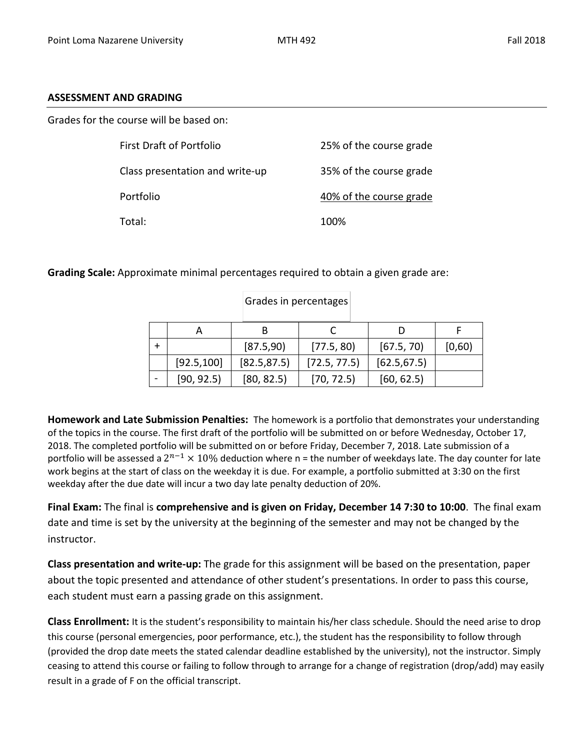## ASSESSMENT AND GRADING

Grades for the course will be based on:

| | |
|---|---|
| First Draft of Portfolio | 25% of the course grade |
| Class presentation and write-up | 35% of the course grade |
| Portfolio | 40% of the course grade |
| Total: | 100% |

**Grading Scale:** Approximate minimal percentages required to obtain a given grade are:

Grades in percentages

| | A | B | C | D | F |
|---|---|---|---|---|---|
| + | | [87.5,90) | [77.5, 80) | [67.5, 70) | [0,60) |
| | [92.5,100] | [82.5,87.5) | [72.5, 77.5) | [62.5,67.5) | |
| - | [90, 92.5) | [80, 82.5) | [70, 72.5) | [60, 62.5) | |

**Homework and Late Submission Penalties:** The homework is a portfolio that demonstrates your understanding of the topics in the course. The first draft of the portfolio will be submitted on or before Wednesday, October 17, 2018. The completed portfolio will be submitted on or before Friday, December 7, 2018. Late submission of a portfolio will be assessed a $2^{n-1} \times 10\%$ deduction where n = the number of weekdays late. The day counter for late work begins at the start of class on the weekday it is due. For example, a portfolio submitted at 3:30 on the first weekday after the due date will incur a two day late penalty deduction of 20%.

**Final Exam:** The final is **comprehensive and is given on Friday, December 14 7:30 to 10:00**. The final exam date and time is set by the university at the beginning of the semester and may not be changed by the instructor.

**Class presentation and write-up:** The grade for this assignment will be based on the presentation, paper about the topic presented and attendance of other student's presentations. In order to pass this course, each student must earn a passing grade on this assignment.

**Class Enrollment:** It is the student's responsibility to maintain his/her class schedule. Should the need arise to drop this course (personal emergencies, poor performance, etc.), the student has the responsibility to follow through (provided the drop date meets the stated calendar deadline established by the university), not the instructor. Simply ceasing to attend this course or failing to follow through to arrange for a change of registration (drop/add) may easily result in a grade of F on the official transcript.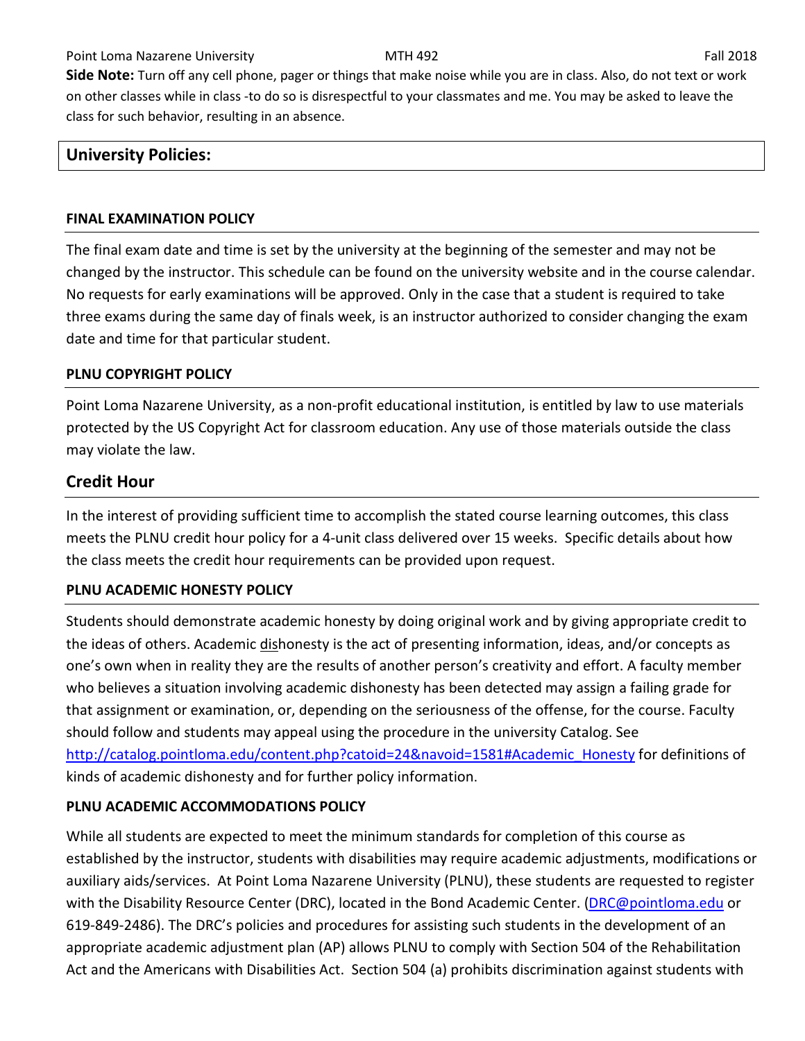**Side Note:** Turn off any cell phone, pager or things that make noise while you are in class. Also, do not text or work on other classes while in class -to do so is disrespectful to your classmates and me. You may be asked to leave the class for such behavior, resulting in an absence.

## University Policies:

### FINAL EXAMINATION POLICY

The final exam date and time is set by the university at the beginning of the semester and may not be changed by the instructor. This schedule can be found on the university website and in the course calendar. No requests for early examinations will be approved. Only in the case that a student is required to take three exams during the same day of finals week, is an instructor authorized to consider changing the exam date and time for that particular student.

### PLNU COPYRIGHT POLICY

Point Loma Nazarene University, as a non-profit educational institution, is entitled by law to use materials protected by the US Copyright Act for classroom education. Any use of those materials outside the class may violate the law.

## Credit Hour

In the interest of providing sufficient time to accomplish the stated course learning outcomes, this class meets the PLNU credit hour policy for a 4-unit class delivered over 15 weeks. Specific details about how the class meets the credit hour requirements can be provided upon request.

### PLNU ACADEMIC HONESTY POLICY

Students should demonstrate academic honesty by doing original work and by giving appropriate credit to the ideas of others. Academic dishonesty is the act of presenting information, ideas, and/or concepts as one's own when in reality they are the results of another person's creativity and effort. A faculty member who believes a situation involving academic dishonesty has been detected may assign a failing grade for that assignment or examination, or, depending on the seriousness of the offense, for the course. Faculty should follow and students may appeal using the procedure in the university Catalog. See http://catalog.pointloma.edu/content.php?catoid=24&navoid=1581#Academic_Honesty for definitions of kinds of academic dishonesty and for further policy information.

### PLNU ACADEMIC ACCOMMODATIONS POLICY

While all students are expected to meet the minimum standards for completion of this course as established by the instructor, students with disabilities may require academic adjustments, modifications or auxiliary aids/services. At Point Loma Nazarene University (PLNU), these students are requested to register with the Disability Resource Center (DRC), located in the Bond Academic Center. (DRC@pointloma.edu or 619-849-2486). The DRC's policies and procedures for assisting such students in the development of an appropriate academic adjustment plan (AP) allows PLNU to comply with Section 504 of the Rehabilitation Act and the Americans with Disabilities Act. Section 504 (a) prohibits discrimination against students with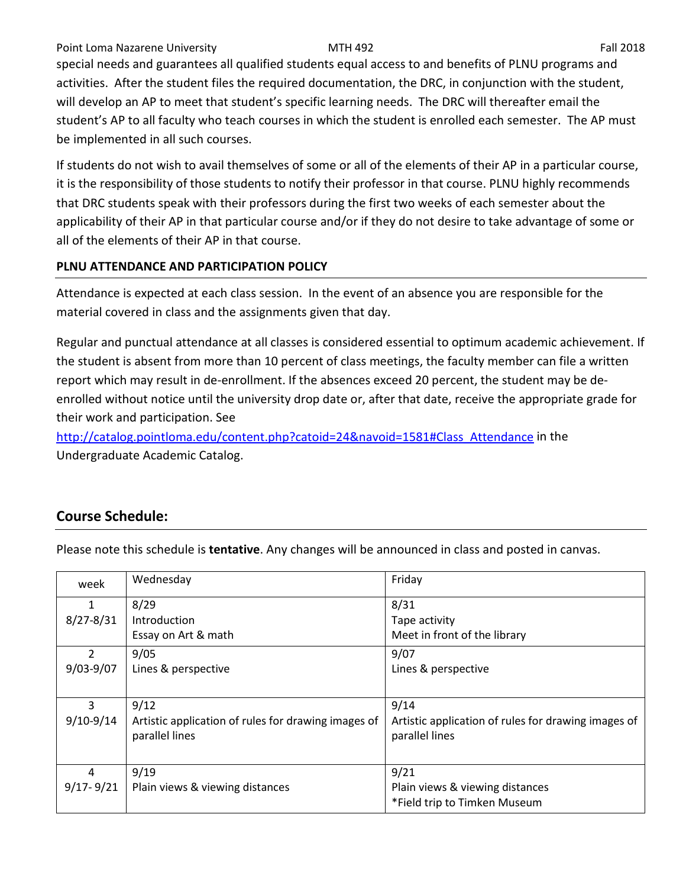special needs and guarantees all qualified students equal access to and benefits of PLNU programs and activities. After the student files the required documentation, the DRC, in conjunction with the student, will develop an AP to meet that student's specific learning needs. The DRC will thereafter email the student's AP to all faculty who teach courses in which the student is enrolled each semester. The AP must be implemented in all such courses.

If students do not wish to avail themselves of some or all of the elements of their AP in a particular course, it is the responsibility of those students to notify their professor in that course. PLNU highly recommends that DRC students speak with their professors during the first two weeks of each semester about the applicability of their AP in that particular course and/or if they do not desire to take advantage of some or all of the elements of their AP in that course.

**PLNU ATTENDANCE AND PARTICIPATION POLICY**

Attendance is expected at each class session. In the event of an absence you are responsible for the material covered in class and the assignments given that day.

Regular and punctual attendance at all classes is considered essential to optimum academic achievement. If the student is absent from more than 10 percent of class meetings, the faculty member can file a written report which may result in de-enrollment. If the absences exceed 20 percent, the student may be de-enrolled without notice until the university drop date or, after that date, receive the appropriate grade for their work and participation. See http://catalog.pointloma.edu/content.php?catoid=24&navoid=1581#Class_Attendance in the Undergraduate Academic Catalog.

## Course Schedule:

Please note this schedule is **tentative**. Any changes will be announced in class and posted in canvas.

| week | Wednesday | Friday |
|---|---|---|
| 1<br>8/27-8/31 | 8/29<br>Introduction<br>Essay on Art & math | 8/31<br>Tape activity<br>Meet in front of the library |
| 2<br>9/03-9/07 | 9/05<br>Lines & perspective | 9/07<br>Lines & perspective |
| 3<br>9/10-9/14 | 9/12<br>Artistic application of rules for drawing images of parallel lines | 9/14<br>Artistic application of rules for drawing images of parallel lines |
| 4<br>9/17- 9/21 | 9/19<br>Plain views & viewing distances | 9/21<br>Plain views & viewing distances<br>*Field trip to Timken Museum |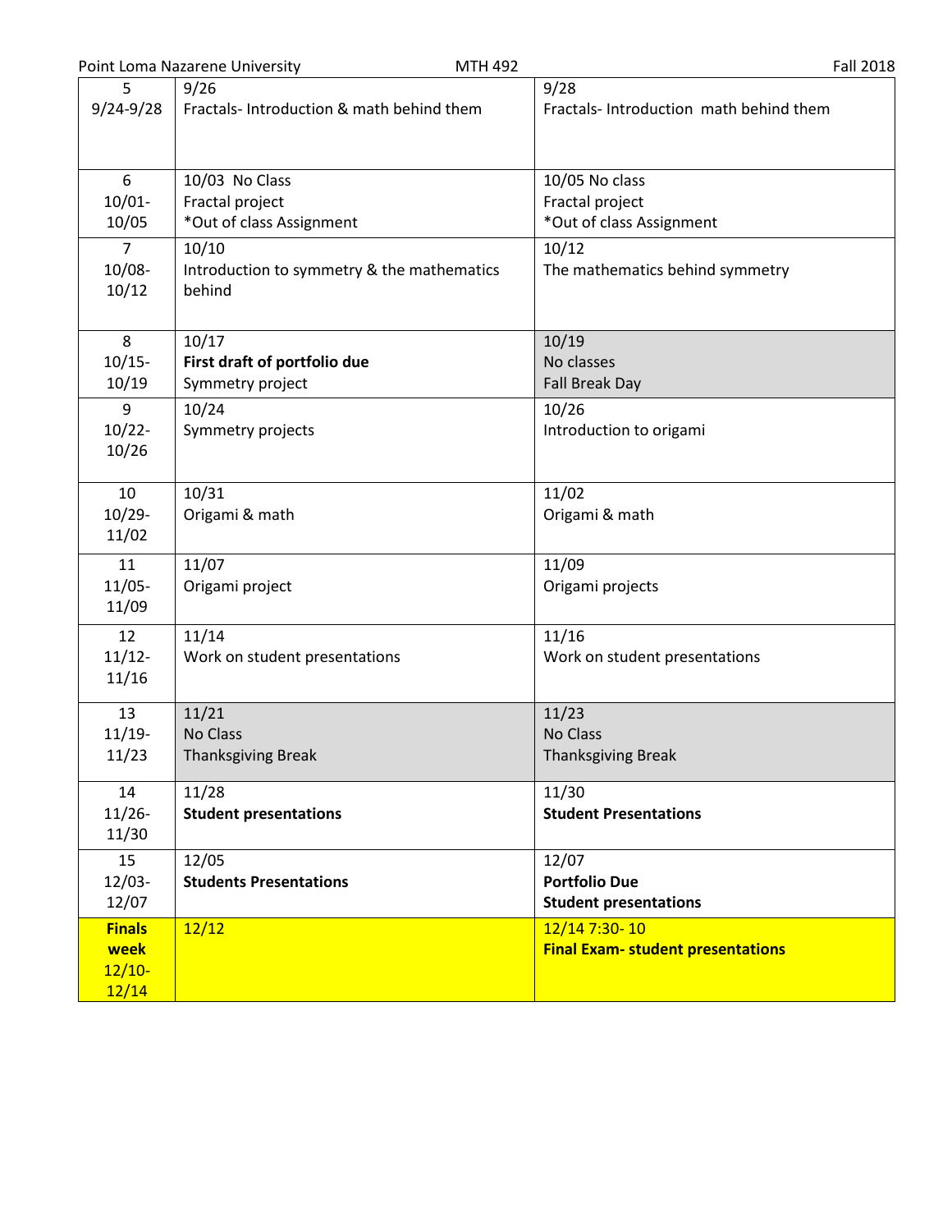| | | |
|---|---|---|
| 5<br>9/24-9/28 | 9/26<br>Fractals- Introduction & math behind them | 9/28<br>Fractals- Introduction math behind them |
| 6<br>10/01-10/05 | 10/03 No Class<br>Fractal project<br>*Out of class Assignment | 10/05 No class<br>Fractal project<br>*Out of class Assignment |
| 7<br>10/08-10/12 | 10/10<br>Introduction to symmetry & the mathematics behind | 10/12<br>The mathematics behind symmetry |
| 8<br>10/15-10/19 | 10/17<br>**First draft of portfolio due**<br>Symmetry project | 10/19<br>No classes<br>Fall Break Day |
| 9<br>10/22-10/26 | 10/24<br>Symmetry projects | 10/26<br>Introduction to origami |
| 10<br>10/29-11/02 | 10/31<br>Origami & math | 11/02<br>Origami & math |
| 11<br>11/05-11/09 | 11/07<br>Origami project | 11/09<br>Origami projects |
| 12<br>11/12-11/16 | 11/14<br>Work on student presentations | 11/16<br>Work on student presentations |
| 13<br>11/19-11/23 | 11/21<br>No Class<br>Thanksgiving Break | 11/23<br>No Class<br>Thanksgiving Break |
| 14<br>11/26-11/30 | 11/28<br>**Student presentations** | 11/30<br>**Student Presentations** |
| 15<br>12/03-12/07 | 12/05<br>**Students Presentations** | 12/07<br>**Portfolio Due**<br>**Student presentations** |
| **Finals week**<br>12/10-12/14 | 12/12 | 12/14 7:30- 10<br>**Final Exam- student presentations** |